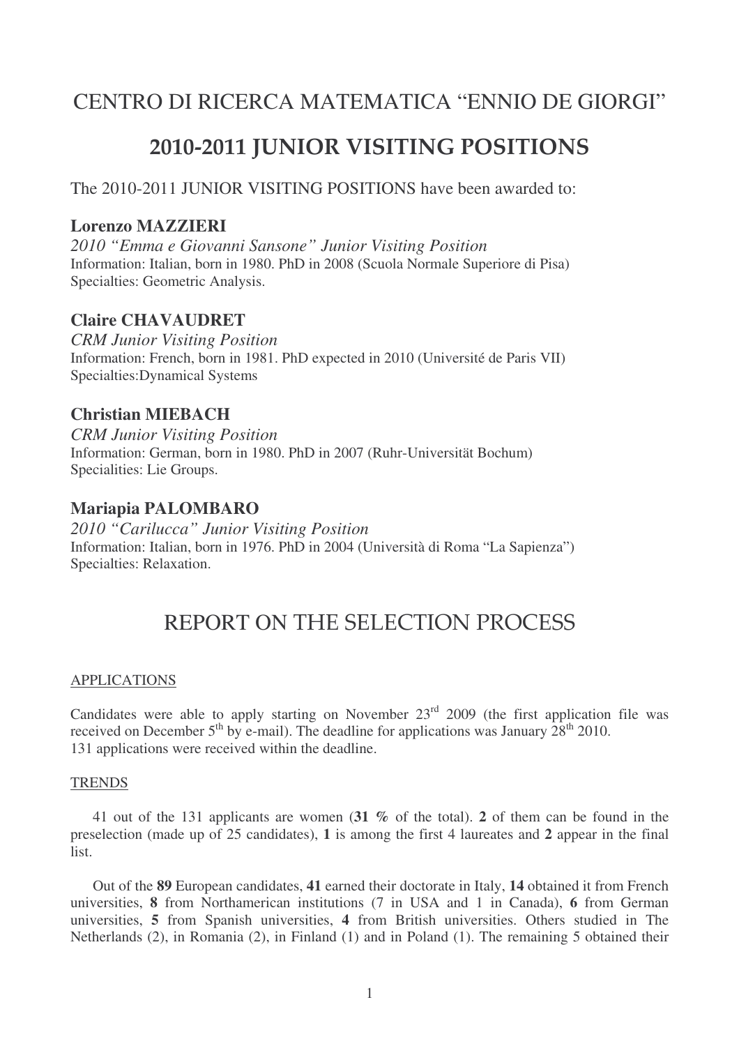# CENTRO DI RICERCA MATEMATICA "ENNIO DE GIORGI"

## 2010-2011 JUNIOR VISITING POSITIONS

The 2010-2011 JUNIOR VISITING POSITIONS have been awarded to:

### Lorenzo MAZZIERI

*2010 "Emma e Giovanni Sansone" Junior Visiting Position*
Information: Italian, born in 1980. PhD in 2008 (Scuola Normale Superiore di Pisa)
Specialties: Geometric Analysis.

### Claire CHAVAUDRET

*CRM Junior Visiting Position*
Information: French, born in 1981. PhD expected in 2010 (Université de Paris VII)
Specialties:Dynamical Systems

### Christian MIEBACH

*CRM Junior Visiting Position*
Information: German, born in 1980. PhD in 2007 (Ruhr-Universität Bochum)
Specialities: Lie Groups.

### Mariapia PALOMBARO

*2010 "Carilucca" Junior Visiting Position*
Information: Italian, born in 1976. PhD in 2004 (Università di Roma "La Sapienza")
Specialties: Relaxation.

## REPORT ON THE SELECTION PROCESS

APPLICATIONS

Candidates were able to apply starting on November 23rd 2009 (the first application file was received on December 5th by e-mail). The deadline for applications was January 28th 2010.
131 applications were received within the deadline.

TRENDS

41 out of the 131 applicants are women (**31 %** of the total). **2** of them can be found in the preselection (made up of 25 candidates), **1** is among the first 4 laureates and **2** appear in the final list.

Out of the **89** European candidates, **41** earned their doctorate in Italy, **14** obtained it from French universities, **8** from Northamerican institutions (7 in USA and 1 in Canada), **6** from German universities, **5** from Spanish universities, **4** from British universities. Others studied in The Netherlands (2), in Romania (2), in Finland (1) and in Poland (1). The remaining 5 obtained their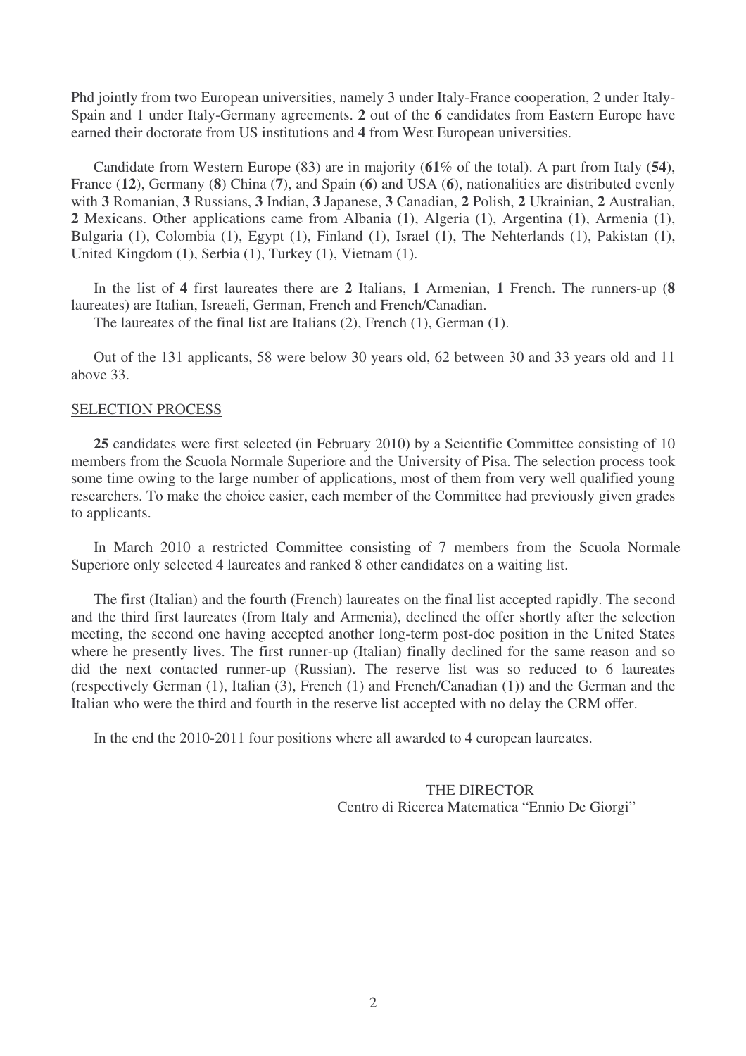Phd jointly from two European universities, namely 3 under Italy-France cooperation, 2 under Italy-Spain and 1 under Italy-Germany agreements. **2** out of the **6** candidates from Eastern Europe have earned their doctorate from US institutions and **4** from West European universities.

Candidate from Western Europe (83) are in majority (**61**% of the total). A part from Italy (**54**), France (**12**), Germany (**8**) China (**7**), and Spain (**6**) and USA (**6**), nationalities are distributed evenly with **3** Romanian, **3** Russians, **3** Indian, **3** Japanese, **3** Canadian, **2** Polish, **2** Ukrainian, **2** Australian, **2** Mexicans. Other applications came from Albania (1), Algeria (1), Argentina (1), Armenia (1), Bulgaria (1), Colombia (1), Egypt (1), Finland (1), Israel (1), The Nehterlands (1), Pakistan (1), United Kingdom (1), Serbia (1), Turkey (1), Vietnam (1).

In the list of **4** first laureates there are **2** Italians, **1** Armenian, **1** French. The runners-up (**8** laureates) are Italian, Isreaeli, German, French and French/Canadian.

The laureates of the final list are Italians (2), French (1), German (1).

Out of the 131 applicants, 58 were below 30 years old, 62 between 30 and 33 years old and 11 above 33.

SELECTION PROCESS

**25** candidates were first selected (in February 2010) by a Scientific Committee consisting of 10 members from the Scuola Normale Superiore and the University of Pisa. The selection process took some time owing to the large number of applications, most of them from very well qualified young researchers. To make the choice easier, each member of the Committee had previously given grades to applicants.

In March 2010 a restricted Committee consisting of 7 members from the Scuola Normale Superiore only selected 4 laureates and ranked 8 other candidates on a waiting list.

The first (Italian) and the fourth (French) laureates on the final list accepted rapidly. The second and the third first laureates (from Italy and Armenia), declined the offer shortly after the selection meeting, the second one having accepted another long-term post-doc position in the United States where he presently lives. The first runner-up (Italian) finally declined for the same reason and so did the next contacted runner-up (Russian). The reserve list was so reduced to 6 laureates (respectively German (1), Italian (3), French (1) and French/Canadian (1)) and the German and the Italian who were the third and fourth in the reserve list accepted with no delay the CRM offer.

In the end the 2010-2011 four positions where all awarded to 4 european laureates.

THE DIRECTOR
Centro di Ricerca Matematica "Ennio De Giorgi"